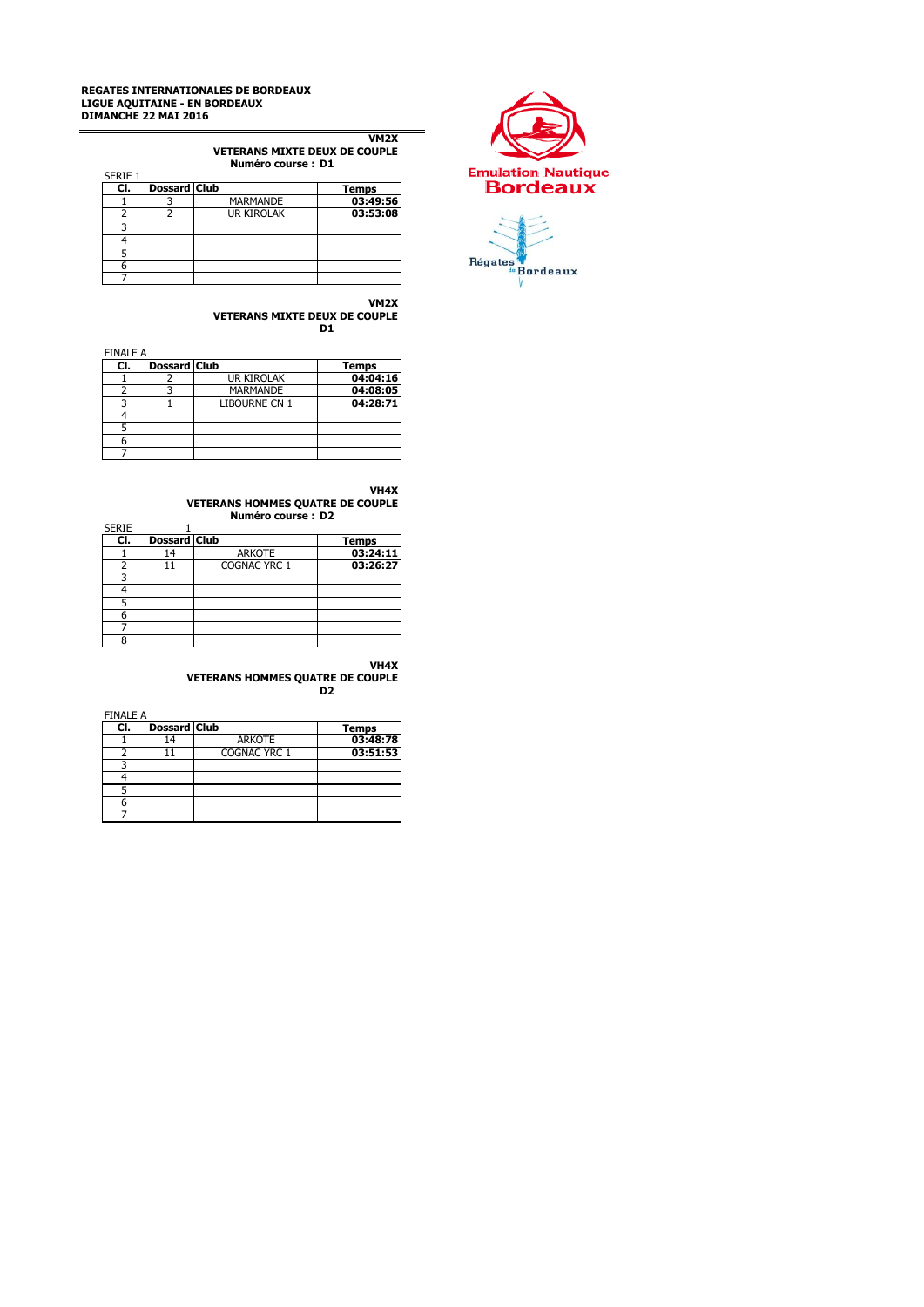**REGATES INTERNATIONALES DE BORDEAUX**
**LIGUE AQUITAINE - EN BORDEAUX**
**DIMANCHE 22 MAI 2016**

**VM2X**
**VETERANS MIXTE DEUX DE COUPLE**
**Numéro course : D1**

SERIE 1

| Cl. | Dossard | Club | Temps |
|---|---|---|---|
| 1 | 3 | MARMANDE | 03:49:56 |
| 2 | 2 | UR KIROLAK | 03:53:08 |
| 3 | | | |
| 4 | | | |
| 5 | | | |
| 6 | | | |
| 7 | | | |

**VM2X**
**VETERANS MIXTE DEUX DE COUPLE**
**D1**

FINALE A

| Cl. | Dossard | Club | Temps |
|---|---|---|---|
| 1 | 2 | UR KIROLAK | 04:04:16 |
| 2 | 3 | MARMANDE | 04:08:05 |
| 3 | 1 | LIBOURNE CN 1 | 04:28:71 |
| 4 | | | |
| 5 | | | |
| 6 | | | |
| 7 | | | |

**VH4X**
**VETERANS HOMMES QUATRE DE COUPLE**
**Numéro course : D2**

SERIE 1

| Cl. | Dossard | Club | Temps |
|---|---|---|---|
| 1 | 14 | ARKOTE | 03:24:11 |
| 2 | 11 | COGNAC YRC 1 | 03:26:27 |
| 3 | | | |
| 4 | | | |
| 5 | | | |
| 6 | | | |
| 7 | | | |
| 8 | | | |

**VH4X**
**VETERANS HOMMES QUATRE DE COUPLE**
**D2**

FINALE A

| Cl. | Dossard | Club | Temps |
|---|---|---|---|
| 1 | 14 | ARKOTE | 03:48:78 |
| 2 | 11 | COGNAC YRC 1 | 03:51:53 |
| 3 | | | |
| 4 | | | |
| 5 | | | |
| 6 | | | |
| 7 | | | |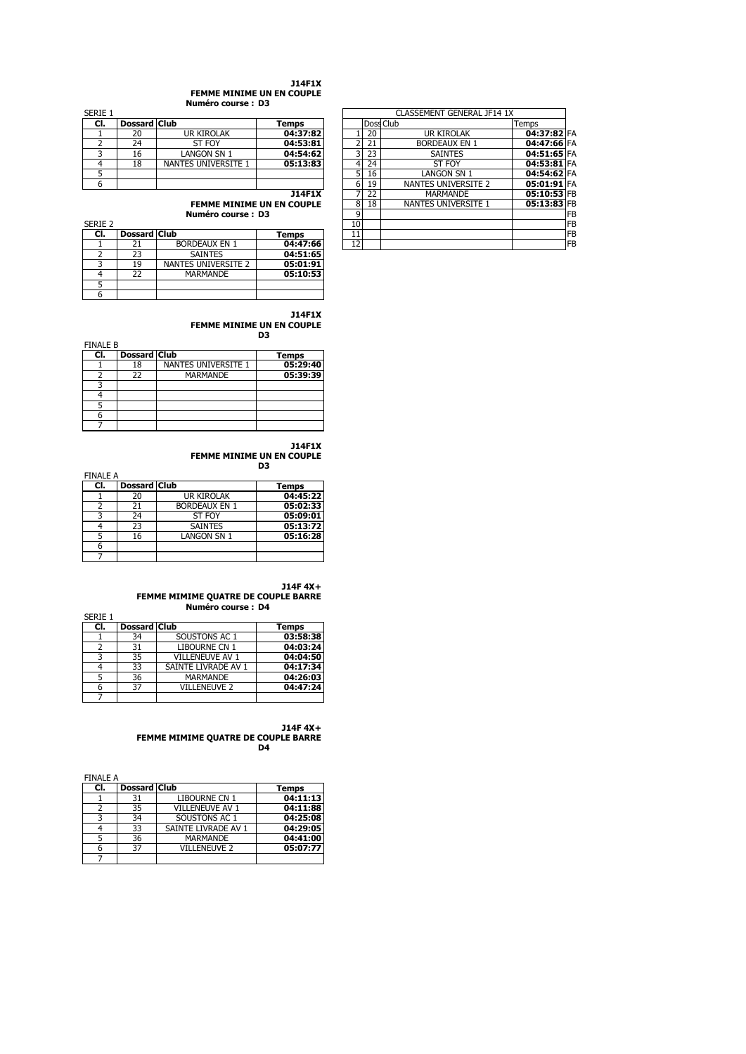**J14F1X**
**FEMME MINIME UN EN COUPLE**
**Numéro course : D3**

SERIE 1

| Cl. | Dossard | Club | Temps |
|---|---|---|---|
| 1 | 20 | UR KIROLAK | 04:37:82 |
| 2 | 24 | ST FOY | 04:53:81 |
| 3 | 16 | LANGON SN 1 | 04:54:62 |
| 4 | 18 | NANTES UNIVERSITE 1 | 05:13:83 |
| 5 | | | |
| 6 | | | |

**J14F1X**
**FEMME MINIME UN EN COUPLE**
**Numéro course : D3**

SERIE 2

| Cl. | Dossard | Club | Temps |
|---|---|---|---|
| 1 | 21 | BORDEAUX EN 1 | 04:47:66 |
| 2 | 23 | SAINTES | 04:51:65 |
| 3 | 19 | NANTES UNIVERSITE 2 | 05:01:91 |
| 4 | 22 | MARMANDE | 05:10:53 |
| 5 | | | |
| 6 | | | |

CLASSEMENT GENERAL JF14 1X

| | Doss | Club | Temps | |
|---|---|---|---|---|
| 1 | 20 | UR KIROLAK | 04:37:82 | FA |
| 2 | 21 | BORDEAUX EN 1 | 04:47:66 | FA |
| 3 | 23 | SAINTES | 04:51:65 | FA |
| 4 | 24 | ST FOY | 04:53:81 | FA |
| 5 | 16 | LANGON SN 1 | 04:54:62 | FA |
| 6 | 19 | NANTES UNIVERSITE 2 | 05:01:91 | FA |
| 7 | 22 | MARMANDE | 05:10:53 | FB |
| 8 | 18 | NANTES UNIVERSITE 1 | 05:13:83 | FB |
| 9 | | | | FB |
| 10 | | | | FB |
| 11 | | | | FB |
| 12 | | | | FB |

**J14F1X**
**FEMME MINIME UN EN COUPLE**
**D3**

FINALE B

| Cl. | Dossard | Club | Temps |
|---|---|---|---|
| 1 | 18 | NANTES UNIVERSITE 1 | 05:29:40 |
| 2 | 22 | MARMANDE | 05:39:39 |
| 3 | | | |
| 4 | | | |
| 5 | | | |
| 6 | | | |
| 7 | | | |

**J14F1X**
**FEMME MINIME UN EN COUPLE**
**D3**

FINALE A

| Cl. | Dossard | Club | Temps |
|---|---|---|---|
| 1 | 20 | UR KIROLAK | 04:45:22 |
| 2 | 21 | BORDEAUX EN 1 | 05:02:33 |
| 3 | 24 | ST FOY | 05:09:01 |
| 4 | 23 | SAINTES | 05:13:72 |
| 5 | 16 | LANGON SN 1 | 05:16:28 |
| 6 | | | |
| 7 | | | |

**J14F 4X+**
**FEMME MIMIME QUATRE DE COUPLE BARRE**
**Numéro course : D4**

SERIE 1

| Cl. | Dossard | Club | Temps |
|---|---|---|---|
| 1 | 34 | SOUSTONS AC 1 | 03:58:38 |
| 2 | 31 | LIBOURNE CN 1 | 04:03:24 |
| 3 | 35 | VILLENEUVE AV 1 | 04:04:50 |
| 4 | 33 | SAINTE LIVRADE AV 1 | 04:17:34 |
| 5 | 36 | MARMANDE | 04:26:03 |
| 6 | 37 | VILLENEUVE 2 | 04:47:24 |
| 7 | | | |

**J14F 4X+**
**FEMME MIMIME QUATRE DE COUPLE BARRE**
**D4**

FINALE A

| Cl. | Dossard | Club | Temps |
|---|---|---|---|
| 1 | 31 | LIBOURNE CN 1 | 04:11:13 |
| 2 | 35 | VILLENEUVE AV 1 | 04:11:88 |
| 3 | 34 | SOUSTONS AC 1 | 04:25:08 |
| 4 | 33 | SAINTE LIVRADE AV 1 | 04:29:05 |
| 5 | 36 | MARMANDE | 04:41:00 |
| 6 | 37 | VILLENEUVE 2 | 05:07:77 |
| 7 | | | |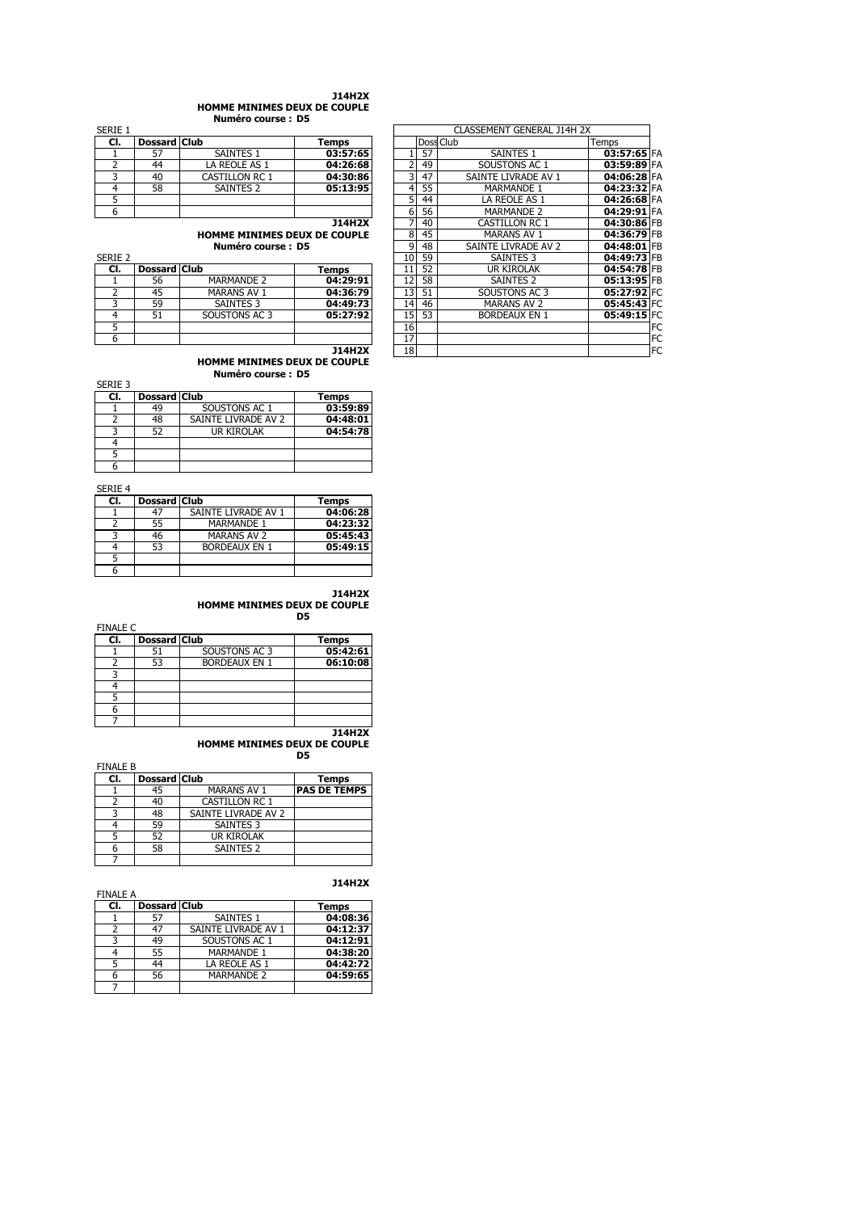### J14H2X
### HOMME MINIMES DEUX DE COUPLE
**Numéro course : D5**

SERIE 1

| Cl. | Dossard | Club | Temps |
|---|---|---|---|
| 1 | 57 | SAINTES 1 | 03:57:65 |
| 2 | 44 | LA REOLE AS 1 | 04:26:68 |
| 3 | 40 | CASTILLON RC 1 | 04:30:86 |
| 4 | 58 | SAINTES 2 | 05:13:95 |
| 5 | | | |
| 6 | | | |

### J14H2X
### HOMME MINIMES DEUX DE COUPLE
**Numéro course : D5**

SERIE 2

| Cl. | Dossard | Club | Temps |
|---|---|---|---|
| 1 | 56 | MARMANDE 2 | 04:29:91 |
| 2 | 45 | MARANS AV 1 | 04:36:79 |
| 3 | 59 | SAINTES 3 | 04:49:73 |
| 4 | 51 | SOUSTONS AC 3 | 05:27:92 |
| 5 | | | |
| 6 | | | |

### J14H2X
### HOMME MINIMES DEUX DE COUPLE
**Numéro course : D5**

SERIE 3

| Cl. | Dossard | Club | Temps |
|---|---|---|---|
| 1 | 49 | SOUSTONS AC 1 | 03:59:89 |
| 2 | 48 | SAINTE LIVRADE AV 2 | 04:48:01 |
| 3 | 52 | UR KIROLAK | 04:54:78 |
| 4 | | | |
| 5 | | | |
| 6 | | | |

SERIE 4

| Cl. | Dossard | Club | Temps |
|---|---|---|---|
| 1 | 47 | SAINTE LIVRADE AV 1 | 04:06:28 |
| 2 | 55 | MARMANDE 1 | 04:23:32 |
| 3 | 46 | MARANS AV 2 | 05:45:43 |
| 4 | 53 | BORDEAUX EN 1 | 05:49:15 |
| 5 | | | |
| 6 | | | |

### J14H2X
### HOMME MINIMES DEUX DE COUPLE
**D5**

FINALE C

| Cl. | Dossard | Club | Temps |
|---|---|---|---|
| 1 | 51 | SOUSTONS AC 3 | 05:42:61 |
| 2 | 53 | BORDEAUX EN 1 | 06:10:08 |
| 3 | | | |
| 4 | | | |
| 5 | | | |
| 6 | | | |
| 7 | | | |

### J14H2X
### HOMME MINIMES DEUX DE COUPLE
**D5**

FINALE B

| Cl. | Dossard | Club | Temps |
|---|---|---|---|
| 1 | 45 | MARANS AV 1 | PAS DE TEMPS |
| 2 | 40 | CASTILLON RC 1 | |
| 3 | 48 | SAINTE LIVRADE AV 2 | |
| 4 | 59 | SAINTES 3 | |
| 5 | 52 | UR KIROLAK | |
| 6 | 58 | SAINTES 2 | |
| 7 | | | |

### J14H2X

FINALE A

| Cl. | Dossard | Club | Temps |
|---|---|---|---|
| 1 | 57 | SAINTES 1 | 04:08:36 |
| 2 | 47 | SAINTE LIVRADE AV 1 | 04:12:37 |
| 3 | 49 | SOUSTONS AC 1 | 04:12:91 |
| 4 | 55 | MARMANDE 1 | 04:38:20 |
| 5 | 44 | LA REOLE AS 1 | 04:42:72 |
| 6 | 56 | MARMANDE 2 | 04:59:65 |
| 7 | | | |

CLASSEMENT GENERAL J14H 2X

| | Doss | Club | Temps | |
|---|---|---|---|---|
| 1 | 57 | SAINTES 1 | 03:57:65 | FA |
| 2 | 49 | SOUSTONS AC 1 | 03:59:89 | FA |
| 3 | 47 | SAINTE LIVRADE AV 1 | 04:06:28 | FA |
| 4 | 55 | MARMANDE 1 | 04:23:32 | FA |
| 5 | 44 | LA REOLE AS 1 | 04:26:68 | FA |
| 6 | 56 | MARMANDE 2 | 04:29:91 | FA |
| 7 | 40 | CASTILLON RC 1 | 04:30:86 | FB |
| 8 | 45 | MARANS AV 1 | 04:36:79 | FB |
| 9 | 48 | SAINTE LIVRADE AV 2 | 04:48:01 | FB |
| 10 | 59 | SAINTES 3 | 04:49:73 | FB |
| 11 | 52 | UR KIROLAK | 04:54:78 | FB |
| 12 | 58 | SAINTES 2 | 05:13:95 | FB |
| 13 | 51 | SOUSTONS AC 3 | 05:27:92 | FC |
| 14 | 46 | MARANS AV 2 | 05:45:43 | FC |
| 15 | 53 | BORDEAUX EN 1 | 05:49:15 | FC |
| 16 | | | | FC |
| 17 | | | | FC |
| 18 | | | | FC |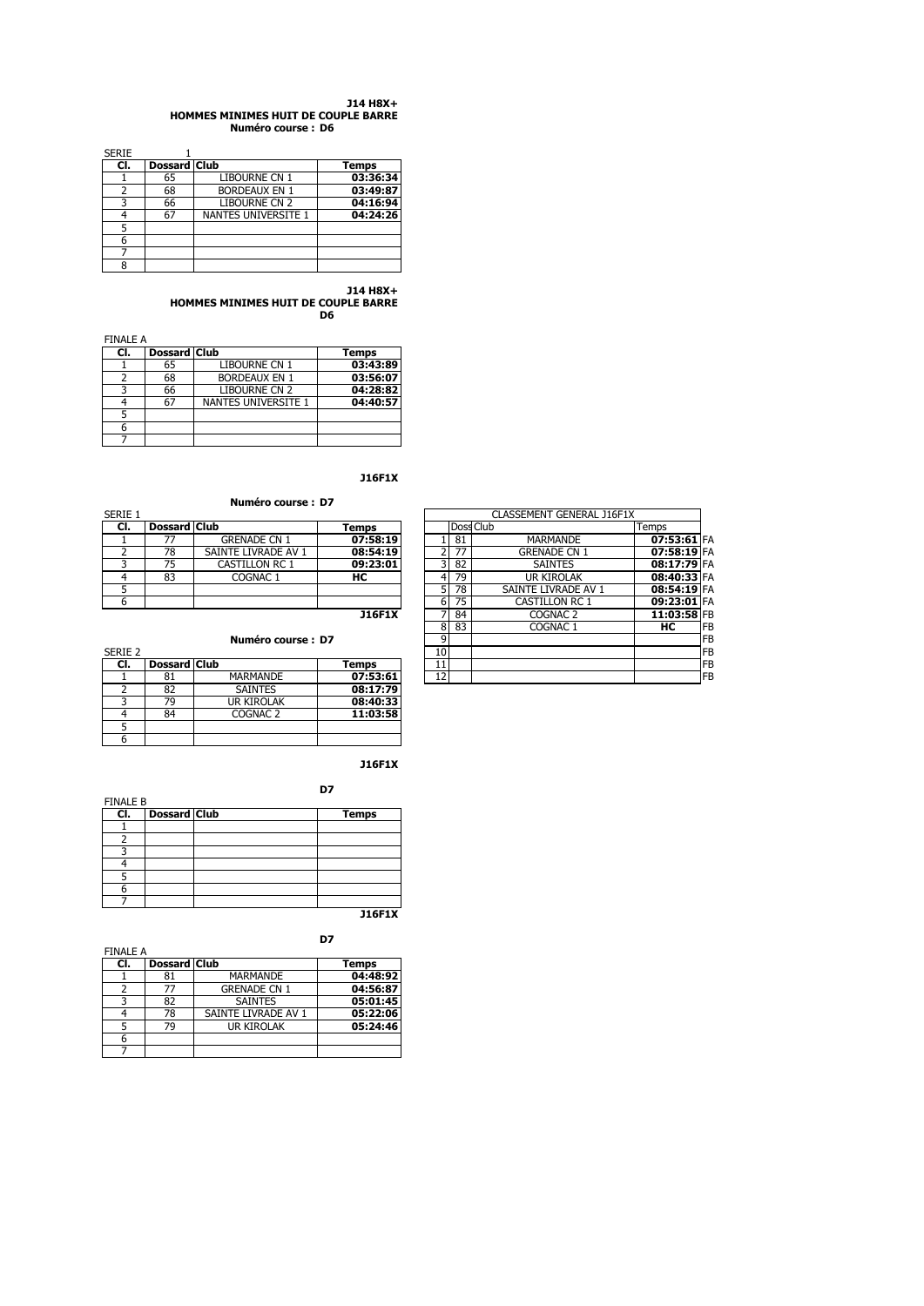**J14 H8X+**
**HOMMES MINIMES HUIT DE COUPLE BARRE**
**Numéro course : D6**

SERIE 1

| Cl. | Dossard | Club | Temps |
|---|---|---|---|
| 1 | 65 | LIBOURNE CN 1 | 03:36:34 |
| 2 | 68 | BORDEAUX EN 1 | 03:49:87 |
| 3 | 66 | LIBOURNE CN 2 | 04:16:94 |
| 4 | 67 | NANTES UNIVERSITE 1 | 04:24:26 |
| 5 | | | |
| 6 | | | |
| 7 | | | |
| 8 | | | |

**J14 H8X+**
**HOMMES MINIMES HUIT DE COUPLE BARRE**
**D6**

FINALE A

| Cl. | Dossard | Club | Temps |
|---|---|---|---|
| 1 | 65 | LIBOURNE CN 1 | 03:43:89 |
| 2 | 68 | BORDEAUX EN 1 | 03:56:07 |
| 3 | 66 | LIBOURNE CN 2 | 04:28:82 |
| 4 | 67 | NANTES UNIVERSITE 1 | 04:40:57 |
| 5 | | | |
| 6 | | | |
| 7 | | | |

**J16F1X**

**Numéro course : D7**

SERIE 1

| Cl. | Dossard | Club | Temps |
|---|---|---|---|
| 1 | 77 | GRENADE CN 1 | 07:58:19 |
| 2 | 78 | SAINTE LIVRADE AV 1 | 08:54:19 |
| 3 | 75 | CASTILLON RC 1 | 09:23:01 |
| 4 | 83 | COGNAC 1 | HC |
| 5 | | | |
| 6 | | | |

**J16F1X**

**Numéro course : D7**

SERIE 2

| Cl. | Dossard | Club | Temps |
|---|---|---|---|
| 1 | 81 | MARMANDE | 07:53:61 |
| 2 | 82 | SAINTES | 08:17:79 |
| 3 | 79 | UR KIROLAK | 08:40:33 |
| 4 | 84 | COGNAC 2 | 11:03:58 |
| 5 | | | |
| 6 | | | |

CLASSEMENT GENERAL J16F1X

| | Doss | Club | Temps | |
|---|---|---|---|---|
| 1 | 81 | MARMANDE | 07:53:61 | FA |
| 2 | 77 | GRENADE CN 1 | 07:58:19 | FA |
| 3 | 82 | SAINTES | 08:17:79 | FA |
| 4 | 79 | UR KIROLAK | 08:40:33 | FA |
| 5 | 78 | SAINTE LIVRADE AV 1 | 08:54:19 | FA |
| 6 | 75 | CASTILLON RC 1 | 09:23:01 | FA |
| 7 | 84 | COGNAC 2 | 11:03:58 | FB |
| 8 | 83 | COGNAC 1 | HC | FB |
| 9 | | | | FB |
| 10 | | | | FB |
| 11 | | | | FB |
| 12 | | | | FB |

**J16F1X**

**D7**

FINALE B

| Cl. | Dossard | Club | Temps |
|---|---|---|---|
| 1 | | | |
| 2 | | | |
| 3 | | | |
| 4 | | | |
| 5 | | | |
| 6 | | | |
| 7 | | | |

**J16F1X**

**D7**

FINALE A

| Cl. | Dossard | Club | Temps |
|---|---|---|---|
| 1 | 81 | MARMANDE | 04:48:92 |
| 2 | 77 | GRENADE CN 1 | 04:56:87 |
| 3 | 82 | SAINTES | 05:01:45 |
| 4 | 78 | SAINTE LIVRADE AV 1 | 05:22:06 |
| 5 | 79 | UR KIROLAK | 05:24:46 |
| 6 | | | |
| 7 | | | |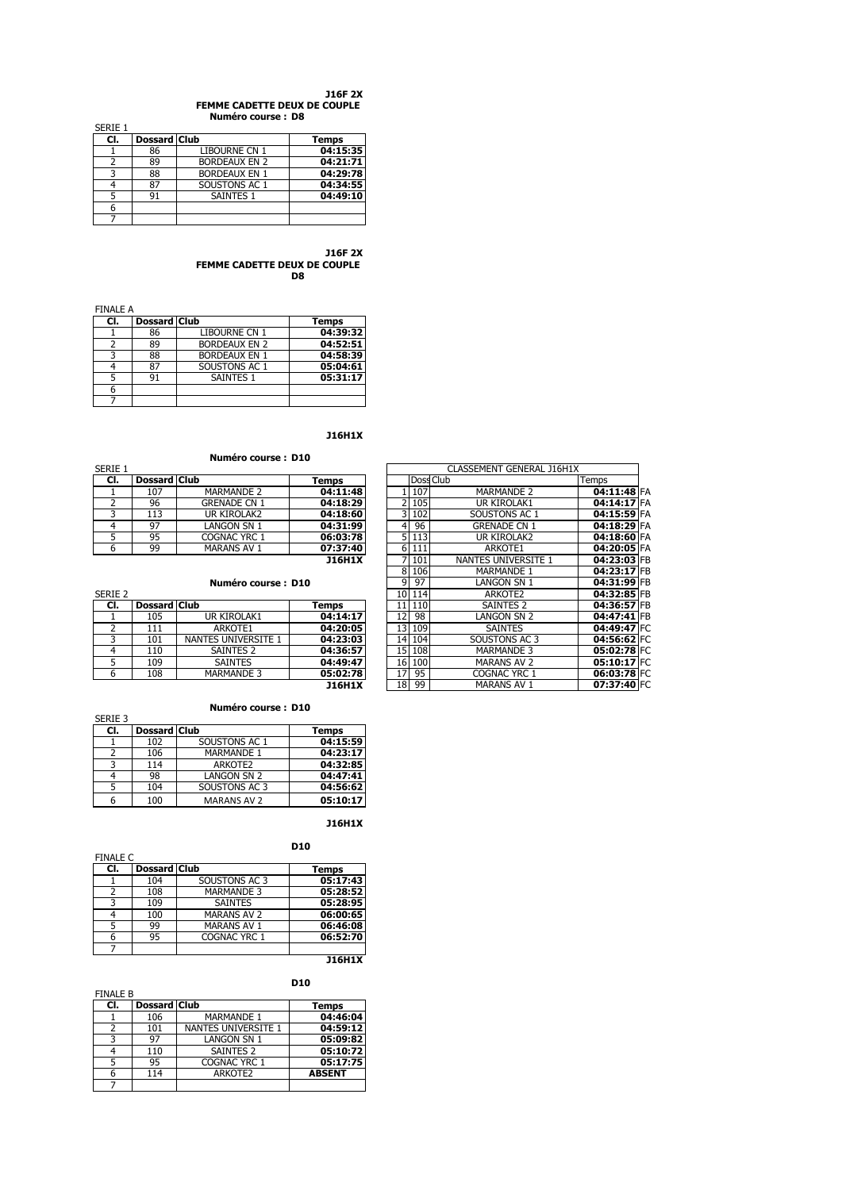**J16F 2X**
**FEMME CADETTE DEUX DE COUPLE**
**Numéro course : D8**

SERIE 1

| Cl. | Dossard | Club | Temps |
|---|---|---|---|
| 1 | 86 | LIBOURNE CN 1 | **04:15:35** |
| 2 | 89 | BORDEAUX EN 2 | **04:21:71** |
| 3 | 88 | BORDEAUX EN 1 | **04:29:78** |
| 4 | 87 | SOUSTONS AC 1 | **04:34:55** |
| 5 | 91 | SAINTES 1 | **04:49:10** |
| 6 | | | |
| 7 | | | |

**J16F 2X**
**FEMME CADETTE DEUX DE COUPLE**
**D8**

FINALE A

| Cl. | Dossard | Club | Temps |
|---|---|---|---|
| 1 | 86 | LIBOURNE CN 1 | **04:39:32** |
| 2 | 89 | BORDEAUX EN 2 | **04:52:51** |
| 3 | 88 | BORDEAUX EN 1 | **04:58:39** |
| 4 | 87 | SOUSTONS AC 1 | **05:04:61** |
| 5 | 91 | SAINTES 1 | **05:31:17** |
| 6 | | | |
| 7 | | | |

**J16H1X**

**Numéro course : D10**

SERIE 1

| Cl. | Dossard | Club | Temps |
|---|---|---|---|
| 1 | 107 | MARMANDE 2 | **04:11:48** |
| 2 | 96 | GRENADE CN 1 | **04:18:29** |
| 3 | 113 | UR KIROLAK2 | **04:18:60** |
| 4 | 97 | LANGON SN 1 | **04:31:99** |
| 5 | 95 | COGNAC YRC 1 | **06:03:78** |
| 6 | 99 | MARANS AV 1 | **07:37:40** |

**J16H1X**

**Numéro course : D10**

SERIE 2

| Cl. | Dossard | Club | Temps |
|---|---|---|---|
| 1 | 105 | UR KIROLAK1 | **04:14:17** |
| 2 | 111 | ARKOTE1 | **04:20:05** |
| 3 | 101 | NANTES UNIVERSITE 1 | **04:23:03** |
| 4 | 110 | SAINTES 2 | **04:36:57** |
| 5 | 109 | SAINTES | **04:49:47** |
| 6 | 108 | MARMANDE 3 | **05:02:78** |

**J16H1X**

**Numéro course : D10**

SERIE 3

| Cl. | Dossard | Club | Temps |
|---|---|---|---|
| 1 | 102 | SOUSTONS AC 1 | **04:15:59** |
| 2 | 106 | MARMANDE 1 | **04:23:17** |
| 3 | 114 | ARKOTE2 | **04:32:85** |
| 4 | 98 | LANGON SN 2 | **04:47:41** |
| 5 | 104 | SOUSTONS AC 3 | **04:56:62** |
| 6 | 100 | MARANS AV 2 | **05:10:17** |

CLASSEMENT GENERAL J16H1X

| | Doss | Club | Temps | |
|---|---|---|---|---|
| 1 | 107 | MARMANDE 2 | **04:11:48** | FA |
| 2 | 105 | UR KIROLAK1 | **04:14:17** | FA |
| 3 | 102 | SOUSTONS AC 1 | **04:15:59** | FA |
| 4 | 96 | GRENADE CN 1 | **04:18:29** | FA |
| 5 | 113 | UR KIROLAK2 | **04:18:60** | FA |
| 6 | 111 | ARKOTE1 | **04:20:05** | FA |
| 7 | 101 | NANTES UNIVERSITE 1 | **04:23:03** | FB |
| 8 | 106 | MARMANDE 1 | **04:23:17** | FB |
| 9 | 97 | LANGON SN 1 | **04:31:99** | FB |
| 10 | 114 | ARKOTE2 | **04:32:85** | FB |
| 11 | 110 | SAINTES 2 | **04:36:57** | FB |
| 12 | 98 | LANGON SN 2 | **04:47:41** | FB |
| 13 | 109 | SAINTES | **04:49:47** | FC |
| 14 | 104 | SOUSTONS AC 3 | **04:56:62** | FC |
| 15 | 108 | MARMANDE 3 | **05:02:78** | FC |
| 16 | 100 | MARANS AV 2 | **05:10:17** | FC |
| 17 | 95 | COGNAC YRC 1 | **06:03:78** | FC |
| 18 | 99 | MARANS AV 1 | **07:37:40** | FC |

**J16H1X**

**D10**

FINALE C

| Cl. | Dossard | Club | Temps |
|---|---|---|---|
| 1 | 104 | SOUSTONS AC 3 | **05:17:43** |
| 2 | 108 | MARMANDE 3 | **05:28:52** |
| 3 | 109 | SAINTES | **05:28:95** |
| 4 | 100 | MARANS AV 2 | **06:00:65** |
| 5 | 99 | MARANS AV 1 | **06:46:08** |
| 6 | 95 | COGNAC YRC 1 | **06:52:70** |
| 7 | | | |

**J16H1X**

**D10**

FINALE B

| Cl. | Dossard | Club | Temps |
|---|---|---|---|
| 1 | 106 | MARMANDE 1 | **04:46:04** |
| 2 | 101 | NANTES UNIVERSITE 1 | **04:59:12** |
| 3 | 97 | LANGON SN 1 | **05:09:82** |
| 4 | 110 | SAINTES 2 | **05:10:72** |
| 5 | 95 | COGNAC YRC 1 | **05:17:75** |
| 6 | 114 | ARKOTE2 | **ABSENT** |
| 7 | | | |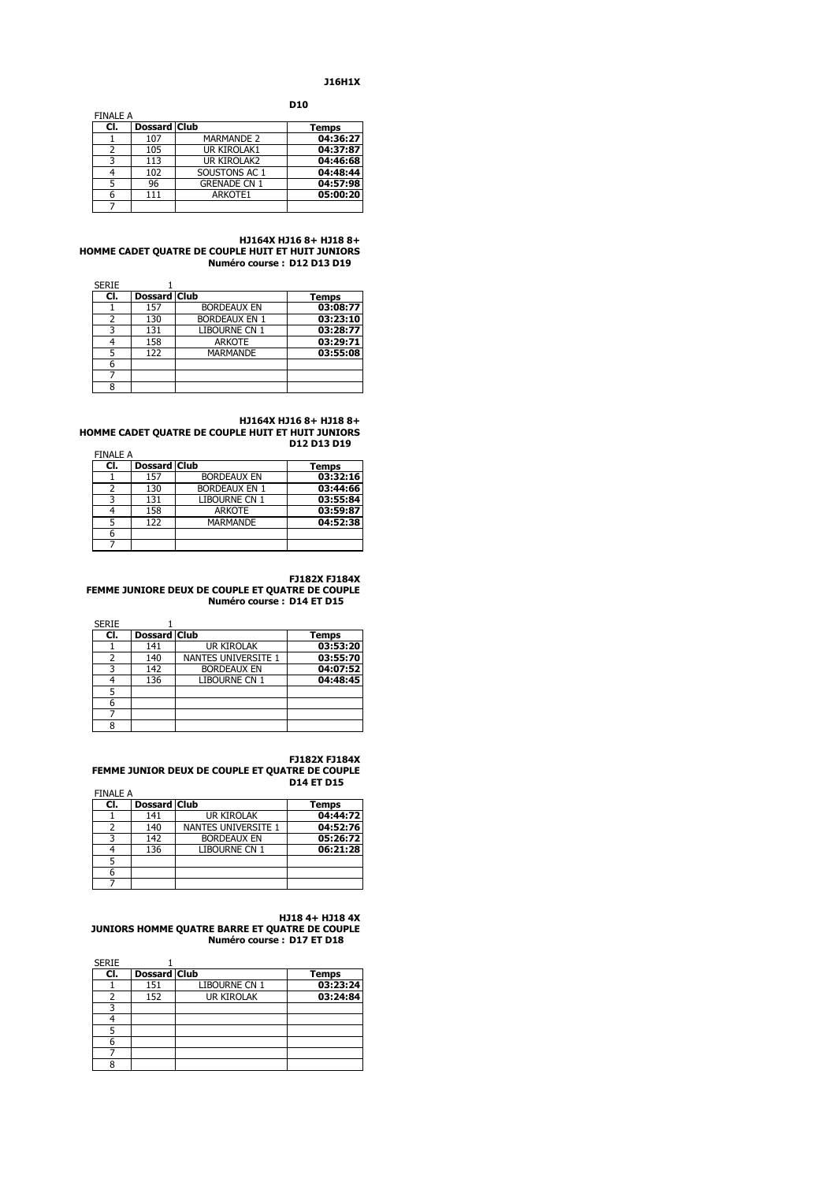**J16H1X**

**D10**

FINALE A

| Cl. | Dossard | Club | Temps |
|---|---|---|---|
| 1 | 107 | MARMANDE 2 | 04:36:27 |
| 2 | 105 | UR KIROLAK1 | 04:37:87 |
| 3 | 113 | UR KIROLAK2 | 04:46:68 |
| 4 | 102 | SOUSTONS AC 1 | 04:48:44 |
| 5 | 96 | GRENADE CN 1 | 04:57:98 |
| 6 | 111 | ARKOTE1 | 05:00:20 |
| 7 | | | |

**HJ164X HJ16 8+ HJ18 8+**
**HOMME CADET QUATRE DE COUPLE HUIT ET HUIT JUNIORS**
**Numéro course : D12 D13 D19**

SERIE 1

| Cl. | Dossard | Club | Temps |
|---|---|---|---|
| 1 | 157 | BORDEAUX EN | 03:08:77 |
| 2 | 130 | BORDEAUX EN 1 | 03:23:10 |
| 3 | 131 | LIBOURNE CN 1 | 03:28:77 |
| 4 | 158 | ARKOTE | 03:29:71 |
| 5 | 122 | MARMANDE | 03:55:08 |
| 6 | | | |
| 7 | | | |
| 8 | | | |

**HJ164X HJ16 8+ HJ18 8+**
**HOMME CADET QUATRE DE COUPLE HUIT ET HUIT JUNIORS**
**D12 D13 D19**

FINALE A

| Cl. | Dossard | Club | Temps |
|---|---|---|---|
| 1 | 157 | BORDEAUX EN | 03:32:16 |
| 2 | 130 | BORDEAUX EN 1 | 03:44:66 |
| 3 | 131 | LIBOURNE CN 1 | 03:55:84 |
| 4 | 158 | ARKOTE | 03:59:87 |
| 5 | 122 | MARMANDE | 04:52:38 |
| 6 | | | |
| 7 | | | |

**FJ182X FJ184X**
**FEMME JUNIORE DEUX DE COUPLE ET QUATRE DE COUPLE**
**Numéro course : D14 ET D15**

SERIE 1

| Cl. | Dossard | Club | Temps |
|---|---|---|---|
| 1 | 141 | UR KIROLAK | 03:53:20 |
| 2 | 140 | NANTES UNIVERSITE 1 | 03:55:70 |
| 3 | 142 | BORDEAUX EN | 04:07:52 |
| 4 | 136 | LIBOURNE CN 1 | 04:48:45 |
| 5 | | | |
| 6 | | | |
| 7 | | | |
| 8 | | | |

**FJ182X FJ184X**
**FEMME JUNIOR DEUX DE COUPLE ET QUATRE DE COUPLE**
**D14 ET D15**

FINALE A

| Cl. | Dossard | Club | Temps |
|---|---|---|---|
| 1 | 141 | UR KIROLAK | 04:44:72 |
| 2 | 140 | NANTES UNIVERSITE 1 | 04:52:76 |
| 3 | 142 | BORDEAUX EN | 05:26:72 |
| 4 | 136 | LIBOURNE CN 1 | 06:21:28 |
| 5 | | | |
| 6 | | | |
| 7 | | | |

**HJ18 4+ HJ18 4X**
**JUNIORS HOMME QUATRE BARRE ET QUATRE DE COUPLE**
**Numéro course : D17 ET D18**

SERIE 1

| Cl. | Dossard | Club | Temps |
|---|---|---|---|
| 1 | 151 | LIBOURNE CN 1 | 03:23:24 |
| 2 | 152 | UR KIROLAK | 03:24:84 |
| 3 | | | |
| 4 | | | |
| 5 | | | |
| 6 | | | |
| 7 | | | |
| 8 | | | |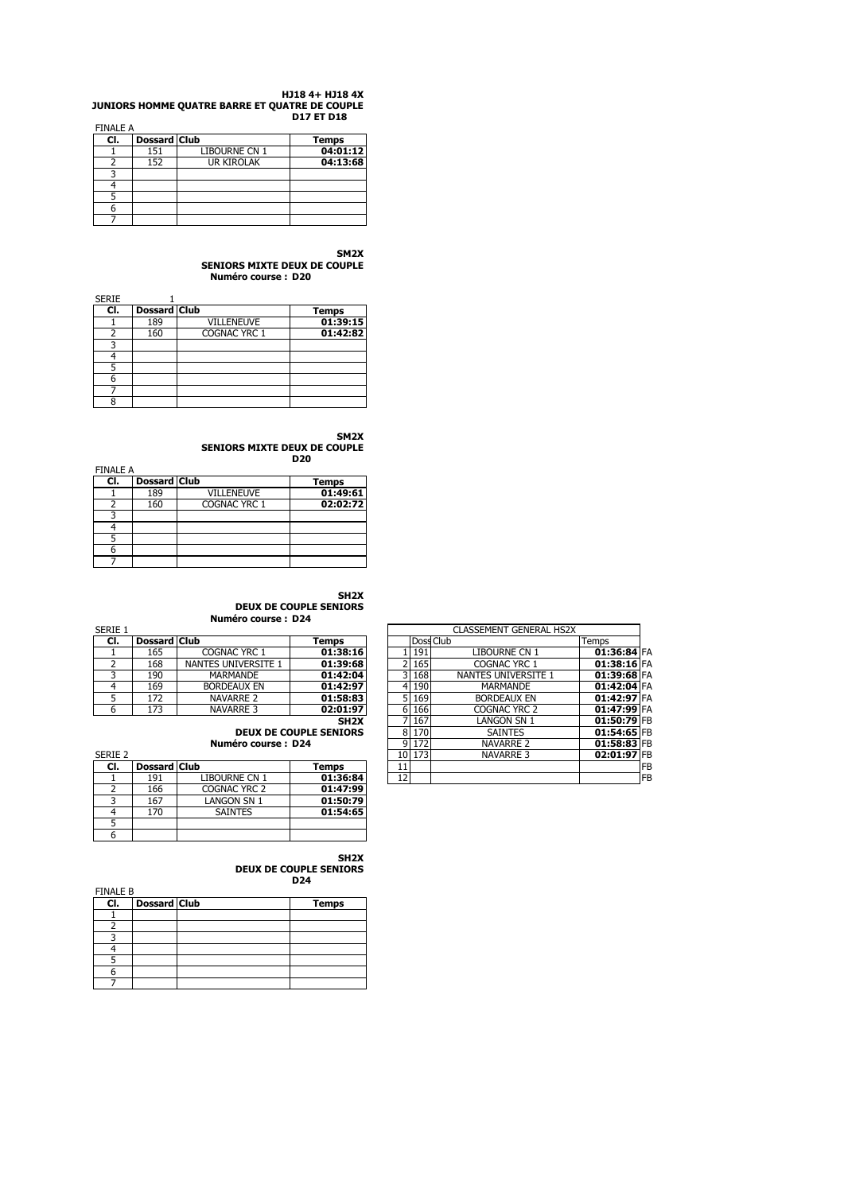**HJ18 4+ HJ18 4X**
**JUNIORS HOMME QUATRE BARRE ET QUATRE DE COUPLE**
**D17 ET D18**

FINALE A

| Cl. | Dossard | Club | Temps |
|---|---|---|---|
| 1 | 151 | LIBOURNE CN 1 | 04:01:12 |
| 2 | 152 | UR KIROLAK | 04:13:68 |
| 3 | | | |
| 4 | | | |
| 5 | | | |
| 6 | | | |
| 7 | | | |

**SM2X**
**SENIORS MIXTE DEUX DE COUPLE**
**Numéro course : D20**

SERIE 1

| Cl. | Dossard | Club | Temps |
|---|---|---|---|
| 1 | 189 | VILLENEUVE | 01:39:15 |
| 2 | 160 | COGNAC YRC 1 | 01:42:82 |
| 3 | | | |
| 4 | | | |
| 5 | | | |
| 6 | | | |
| 7 | | | |
| 8 | | | |

**SM2X**
**SENIORS MIXTE DEUX DE COUPLE**
**D20**

FINALE A

| Cl. | Dossard | Club | Temps |
|---|---|---|---|
| 1 | 189 | VILLENEUVE | 01:49:61 |
| 2 | 160 | COGNAC YRC 1 | 02:02:72 |
| 3 | | | |
| 4 | | | |
| 5 | | | |
| 6 | | | |
| 7 | | | |

**SH2X**
**DEUX DE COUPLE SENIORS**
**Numéro course : D24**

SERIE 1

| Cl. | Dossard | Club | Temps |
|---|---|---|---|
| 1 | 165 | COGNAC YRC 1 | 01:38:16 |
| 2 | 168 | NANTES UNIVERSITE 1 | 01:39:68 |
| 3 | 190 | MARMANDE | 01:42:04 |
| 4 | 169 | BORDEAUX EN | 01:42:97 |
| 5 | 172 | NAVARRE 2 | 01:58:83 |
| 6 | 173 | NAVARRE 3 | 02:01:97 |

**SH2X**
**DEUX DE COUPLE SENIORS**
**Numéro course : D24**

SERIE 2

| Cl. | Dossard | Club | Temps |
|---|---|---|---|
| 1 | 191 | LIBOURNE CN 1 | 01:36:84 |
| 2 | 166 | COGNAC YRC 2 | 01:47:99 |
| 3 | 167 | LANGON SN 1 | 01:50:79 |
| 4 | 170 | SAINTES | 01:54:65 |
| 5 | | | |
| 6 | | | |

CLASSEMENT GENERAL HS2X

| | Doss | Club | Temps | |
|---|---|---|---|---|
| 1 | 191 | LIBOURNE CN 1 | 01:36:84 | FA |
| 2 | 165 | COGNAC YRC 1 | 01:38:16 | FA |
| 3 | 168 | NANTES UNIVERSITE 1 | 01:39:68 | FA |
| 4 | 190 | MARMANDE | 01:42:04 | FA |
| 5 | 169 | BORDEAUX EN | 01:42:97 | FA |
| 6 | 166 | COGNAC YRC 2 | 01:47:99 | FA |
| 7 | 167 | LANGON SN 1 | 01:50:79 | FB |
| 8 | 170 | SAINTES | 01:54:65 | FB |
| 9 | 172 | NAVARRE 2 | 01:58:83 | FB |
| 10 | 173 | NAVARRE 3 | 02:01:97 | FB |
| 11 | | | | FB |
| 12 | | | | FB |

**SH2X**
**DEUX DE COUPLE SENIORS**
**D24**

FINALE B

| Cl. | Dossard | Club | Temps |
|---|---|---|---|
| 1 | | | |
| 2 | | | |
| 3 | | | |
| 4 | | | |
| 5 | | | |
| 6 | | | |
| 7 | | | |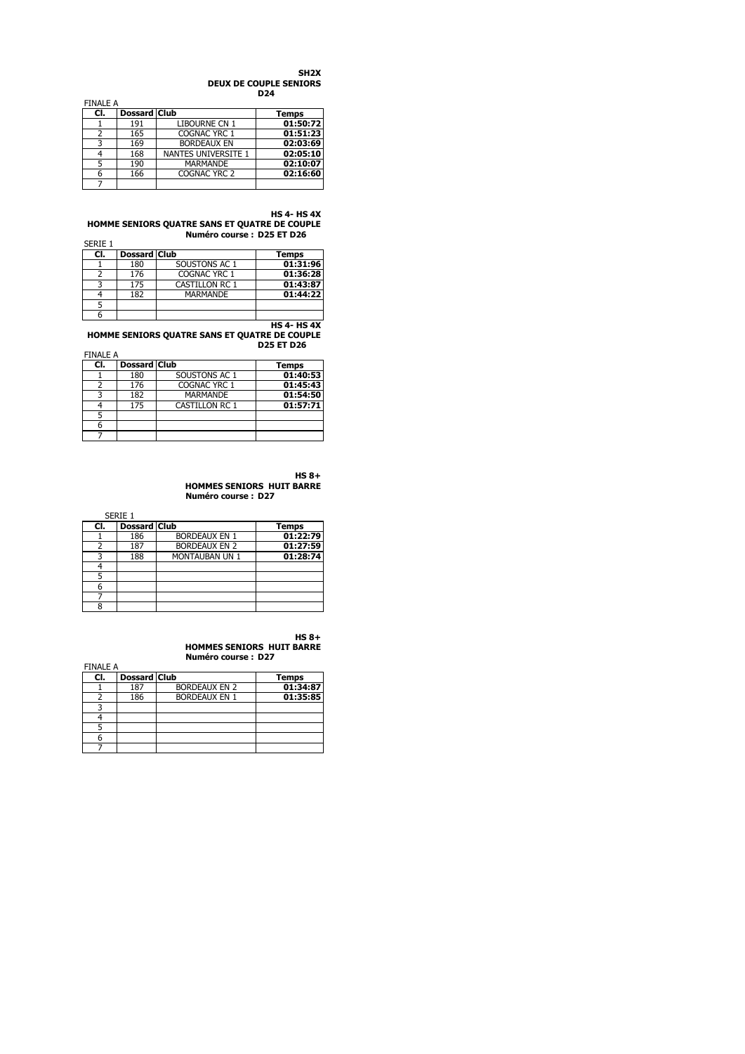**SH2X**
**DEUX DE COUPLE SENIORS**
**D24**

FINALE A

| Cl. | Dossard | Club | Temps |
|---|---|---|---|
| 1 | 191 | LIBOURNE CN 1 | 01:50:72 |
| 2 | 165 | COGNAC YRC 1 | 01:51:23 |
| 3 | 169 | BORDEAUX EN | 02:03:69 |
| 4 | 168 | NANTES UNIVERSITE 1 | 02:05:10 |
| 5 | 190 | MARMANDE | 02:10:07 |
| 6 | 166 | COGNAC YRC 2 | 02:16:60 |
| 7 | | | |

**HS 4- HS 4X**
**HOMME SENIORS QUATRE SANS ET QUATRE DE COUPLE**
**Numéro course : D25 ET D26**

SERIE 1

| Cl. | Dossard | Club | Temps |
|---|---|---|---|
| 1 | 180 | SOUSTONS AC 1 | 01:31:96 |
| 2 | 176 | COGNAC YRC 1 | 01:36:28 |
| 3 | 175 | CASTILLON RC 1 | 01:43:87 |
| 4 | 182 | MARMANDE | 01:44:22 |
| 5 | | | |
| 6 | | | |

**HS 4- HS 4X**
**HOMME SENIORS QUATRE SANS ET QUATRE DE COUPLE**
**D25 ET D26**

FINALE A

| Cl. | Dossard | Club | Temps |
|---|---|---|---|
| 1 | 180 | SOUSTONS AC 1 | 01:40:53 |
| 2 | 176 | COGNAC YRC 1 | 01:45:43 |
| 3 | 182 | MARMANDE | 01:54:50 |
| 4 | 175 | CASTILLON RC 1 | 01:57:71 |
| 5 | | | |
| 6 | | | |
| 7 | | | |

**HS 8+**
**HOMMES SENIORS HUIT BARRE**
**Numéro course : D27**

SERIE 1

| Cl. | Dossard | Club | Temps |
|---|---|---|---|
| 1 | 186 | BORDEAUX EN 1 | 01:22:79 |
| 2 | 187 | BORDEAUX EN 2 | 01:27:59 |
| 3 | 188 | MONTAUBAN UN 1 | 01:28:74 |
| 4 | | | |
| 5 | | | |
| 6 | | | |
| 7 | | | |
| 8 | | | |

**HS 8+**
**HOMMES SENIORS HUIT BARRE**
**Numéro course : D27**

FINALE A

| Cl. | Dossard | Club | Temps |
|---|---|---|---|
| 1 | 187 | BORDEAUX EN 2 | 01:34:87 |
| 2 | 186 | BORDEAUX EN 1 | 01:35:85 |
| 3 | | | |
| 4 | | | |
| 5 | | | |
| 6 | | | |
| 7 | | | |